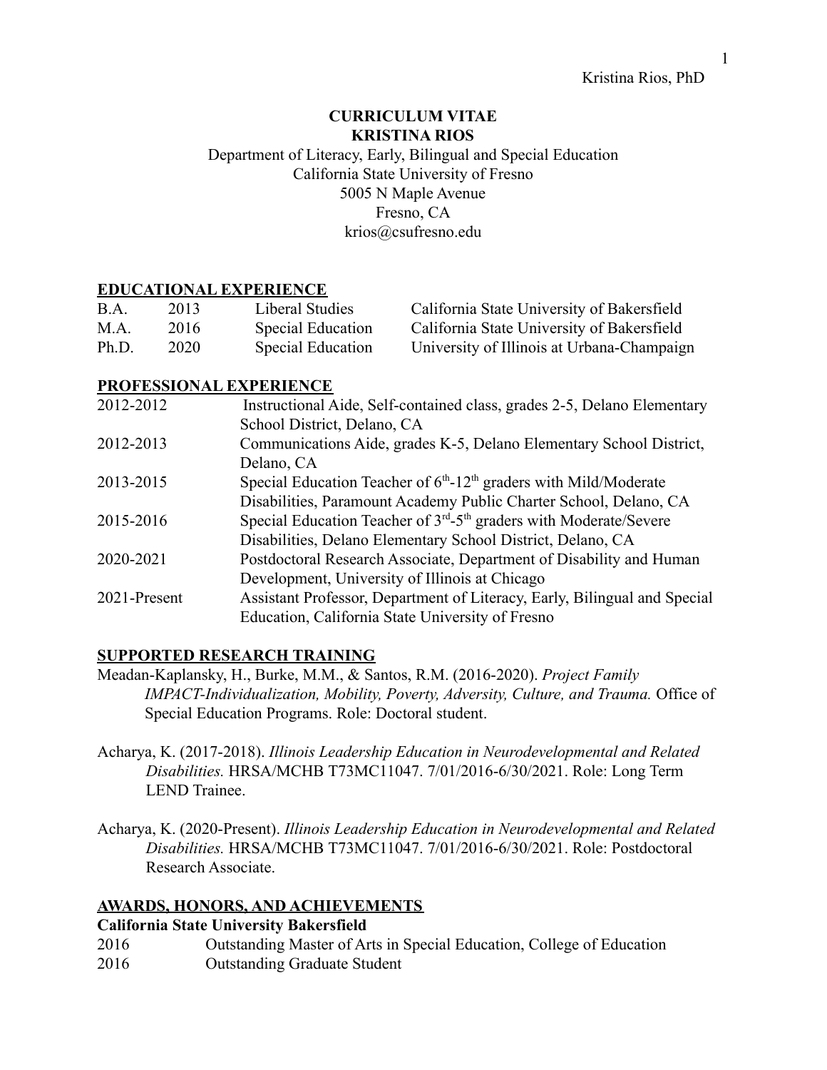# CURRICULUM VITAE
# KRISTINA RIOS

Department of Literacy, Early, Bilingual and Special Education
California State University of Fresno
5005 N Maple Avenue
Fresno, CA
krios@csufresno.edu

## EDUCATIONAL EXPERIENCE

| | | | |
|---|---|---|---|
| B.A. | 2013 | Liberal Studies | California State University of Bakersfield |
| M.A. | 2016 | Special Education | California State University of Bakersfield |
| Ph.D. | 2020 | Special Education | University of Illinois at Urbana-Champaign |

## PROFESSIONAL EXPERIENCE

| | |
|---|---|
| 2012-2012 | Instructional Aide, Self-contained class, grades 2-5, Delano Elementary School District, Delano, CA |
| 2012-2013 | Communications Aide, grades K-5, Delano Elementary School District, Delano, CA |
| 2013-2015 | Special Education Teacher of 6th-12th graders with Mild/Moderate Disabilities, Paramount Academy Public Charter School, Delano, CA |
| 2015-2016 | Special Education Teacher of 3rd-5th graders with Moderate/Severe Disabilities, Delano Elementary School District, Delano, CA |
| 2020-2021 | Postdoctoral Research Associate, Department of Disability and Human Development, University of Illinois at Chicago |
| 2021-Present | Assistant Professor, Department of Literacy, Early, Bilingual and Special Education, California State University of Fresno |

## SUPPORTED RESEARCH TRAINING

Meadan-Kaplansky, H., Burke, M.M., & Santos, R.M. (2016-2020). *Project Family IMPACT-Individualization, Mobility, Poverty, Adversity, Culture, and Trauma.* Office of Special Education Programs. Role: Doctoral student.

Acharya, K. (2017-2018). *Illinois Leadership Education in Neurodevelopmental and Related Disabilities.* HRSA/MCHB T73MC11047. 7/01/2016-6/30/2021. Role: Long Term LEND Trainee.

Acharya, K. (2020-Present). *Illinois Leadership Education in Neurodevelopmental and Related Disabilities.* HRSA/MCHB T73MC11047. 7/01/2016-6/30/2021. Role: Postdoctoral Research Associate.

## AWARDS, HONORS, AND ACHIEVEMENTS

**California State University Bakersfield**

| | |
|---|---|
| 2016 | Outstanding Master of Arts in Special Education, College of Education |
| 2016 | Outstanding Graduate Student |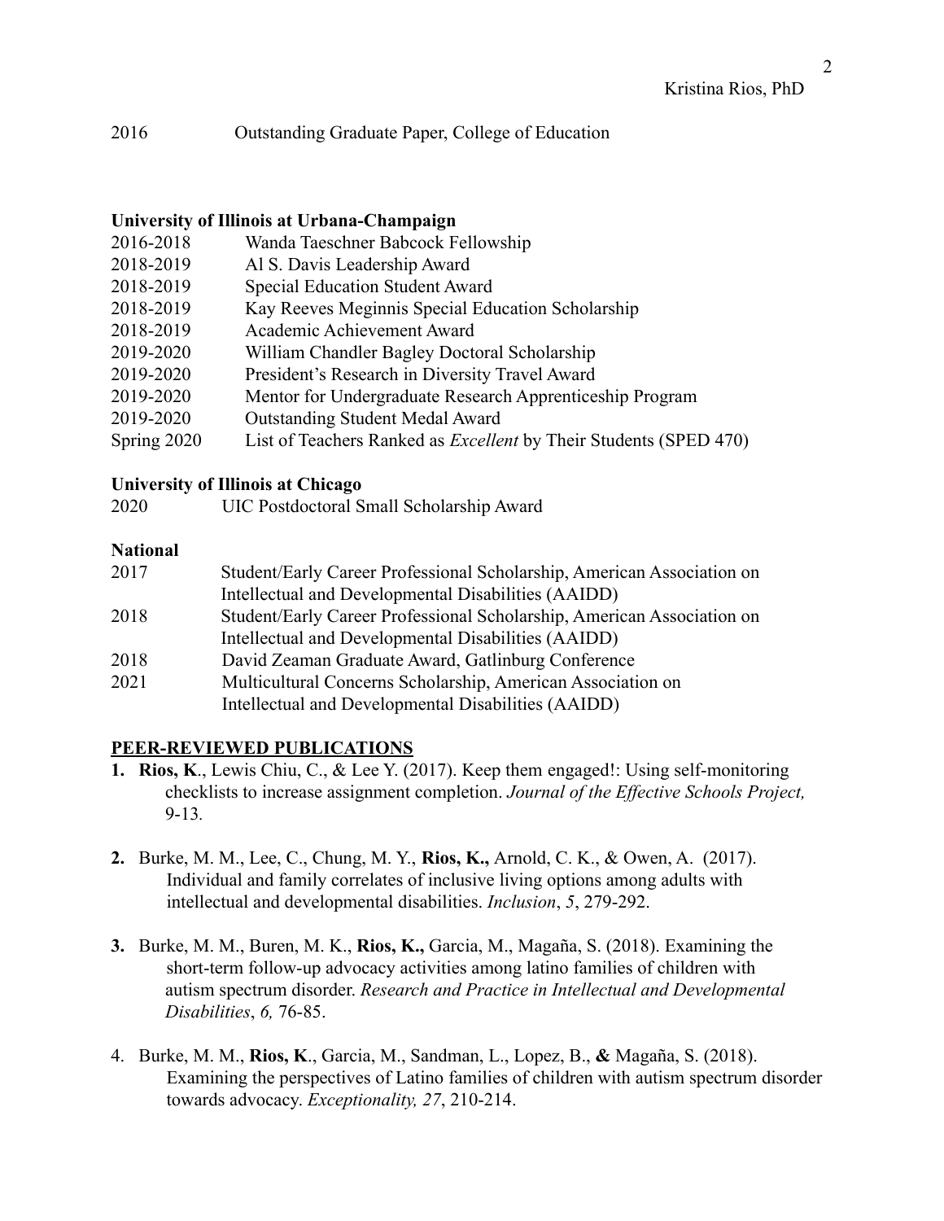2016 Outstanding Graduate Paper, College of Education

**University of Illinois at Urbana-Champaign**

2016-2018 Wanda Taeschner Babcock Fellowship
2018-2019 Al S. Davis Leadership Award
2018-2019 Special Education Student Award
2018-2019 Kay Reeves Meginnis Special Education Scholarship
2018-2019 Academic Achievement Award
2019-2020 William Chandler Bagley Doctoral Scholarship
2019-2020 President's Research in Diversity Travel Award
2019-2020 Mentor for Undergraduate Research Apprenticeship Program
2019-2020 Outstanding Student Medal Award
Spring 2020 List of Teachers Ranked as *Excellent* by Their Students (SPED 470)

**University of Illinois at Chicago**

2020 UIC Postdoctoral Small Scholarship Award

**National**

2017 Student/Early Career Professional Scholarship, American Association on Intellectual and Developmental Disabilities (AAIDD)
2018 Student/Early Career Professional Scholarship, American Association on Intellectual and Developmental Disabilities (AAIDD)
2018 David Zeaman Graduate Award, Gatlinburg Conference
2021 Multicultural Concerns Scholarship, American Association on Intellectual and Developmental Disabilities (AAIDD)

## PEER-REVIEWED PUBLICATIONS

1. **Rios, K**., Lewis Chiu, C., & Lee Y. (2017). Keep them engaged!: Using self-monitoring checklists to increase assignment completion. *Journal of the Effective Schools Project,* 9-13.

2. Burke, M. M., Lee, C., Chung, M. Y., **Rios, K.,** Arnold, C. K., & Owen, A. (2017). Individual and family correlates of inclusive living options among adults with intellectual and developmental disabilities. *Inclusion*, *5*, 279-292.

3. Burke, M. M., Buren, M. K., **Rios, K.,** Garcia, M., Magaña, S. (2018). Examining the short-term follow-up advocacy activities among latino families of children with autism spectrum disorder. *Research and Practice in Intellectual and Developmental Disabilities*, *6,* 76-85.

4. Burke, M. M., **Rios, K**., Garcia, M., Sandman, L., Lopez, B., **&** Magaña, S. (2018). Examining the perspectives of Latino families of children with autism spectrum disorder towards advocacy. *Exceptionality, 27*, 210-214.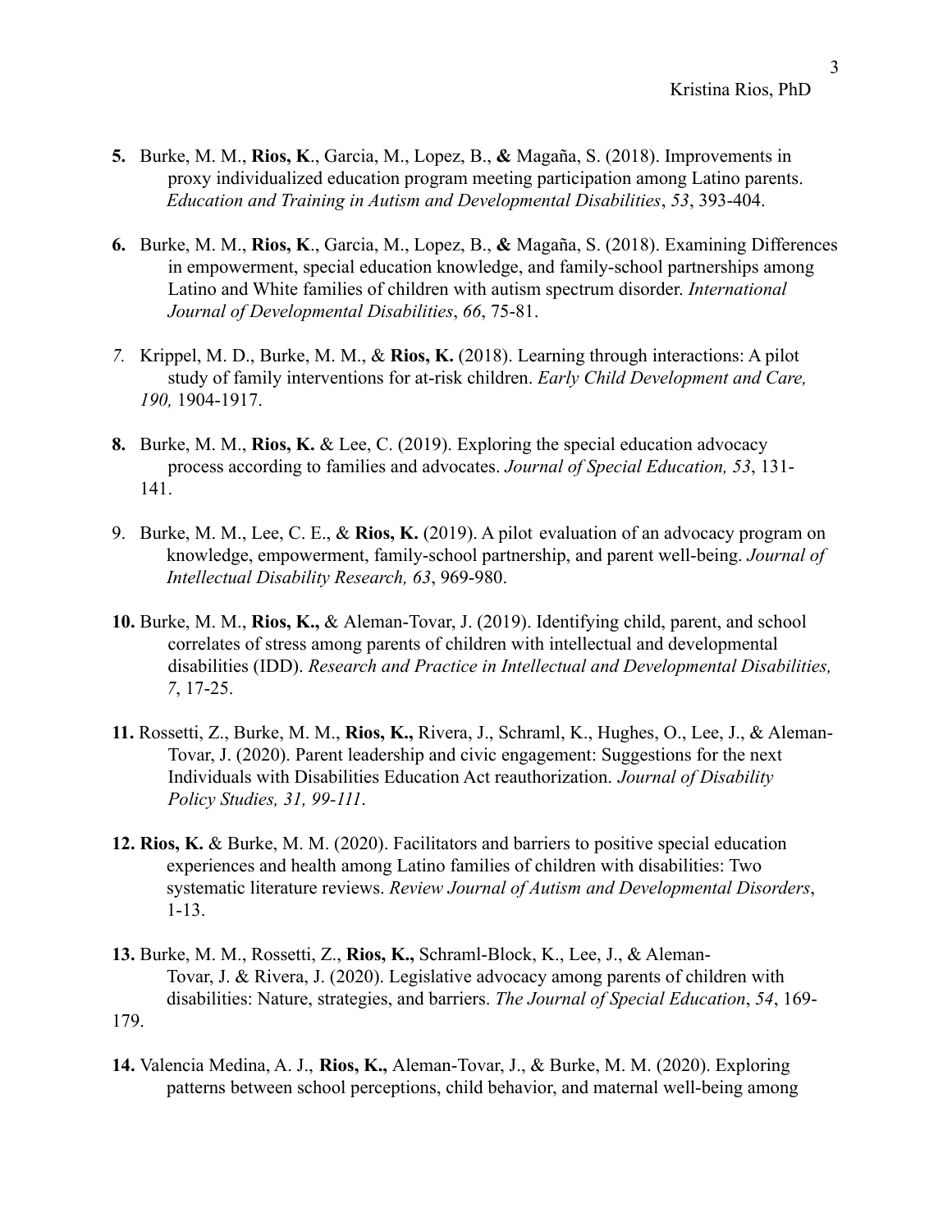**5.** Burke, M. M., **Rios, K**., Garcia, M., Lopez, B., **&** Magaña, S. (2018). Improvements in proxy individualized education program meeting participation among Latino parents. *Education and Training in Autism and Developmental Disabilities*, *53*, 393-404.

**6.** Burke, M. M., **Rios, K**., Garcia, M., Lopez, B., **&** Magaña, S. (2018). Examining Differences in empowerment, special education knowledge, and family-school partnerships among Latino and White families of children with autism spectrum disorder. *International Journal of Developmental Disabilities*, *66*, 75-81.

*7.* Krippel, M. D., Burke, M. M., & **Rios, K.** (2018). Learning through interactions: A pilot study of family interventions for at-risk children. *Early Child Development and Care, 190,* 1904-1917.

**8.** Burke, M. M., **Rios, K.** & Lee, C. (2019). Exploring the special education advocacy process according to families and advocates. *Journal of Special Education, 53*, 131-141.

9. Burke, M. M., Lee, C. E., & **Rios, K.** (2019). A pilot evaluation of an advocacy program on knowledge, empowerment, family-school partnership, and parent well-being. *Journal of Intellectual Disability Research, 63*, 969-980.

**10.** Burke, M. M., **Rios, K.,** & Aleman-Tovar, J. (2019). Identifying child, parent, and school correlates of stress among parents of children with intellectual and developmental disabilities (IDD). *Research and Practice in Intellectual and Developmental Disabilities, 7*, 17-25.

**11.** Rossetti, Z., Burke, M. M., **Rios, K.,** Rivera, J., Schraml, K., Hughes, O., Lee, J., & Aleman-Tovar, J. (2020). Parent leadership and civic engagement: Suggestions for the next Individuals with Disabilities Education Act reauthorization. *Journal of Disability Policy Studies, 31, 99-111*.

**12. Rios, K.** & Burke, M. M. (2020). Facilitators and barriers to positive special education experiences and health among Latino families of children with disabilities: Two systematic literature reviews. *Review Journal of Autism and Developmental Disorders*, 1-13.

**13.** Burke, M. M., Rossetti, Z., **Rios, K.,** Schraml-Block, K., Lee, J., & Aleman-Tovar, J. & Rivera, J. (2020). Legislative advocacy among parents of children with disabilities: Nature, strategies, and barriers. *The Journal of Special Education*, *54*, 169-179.

**14.** Valencia Medina, A. J., **Rios, K.,** Aleman-Tovar, J., & Burke, M. M. (2020). Exploring patterns between school perceptions, child behavior, and maternal well-being among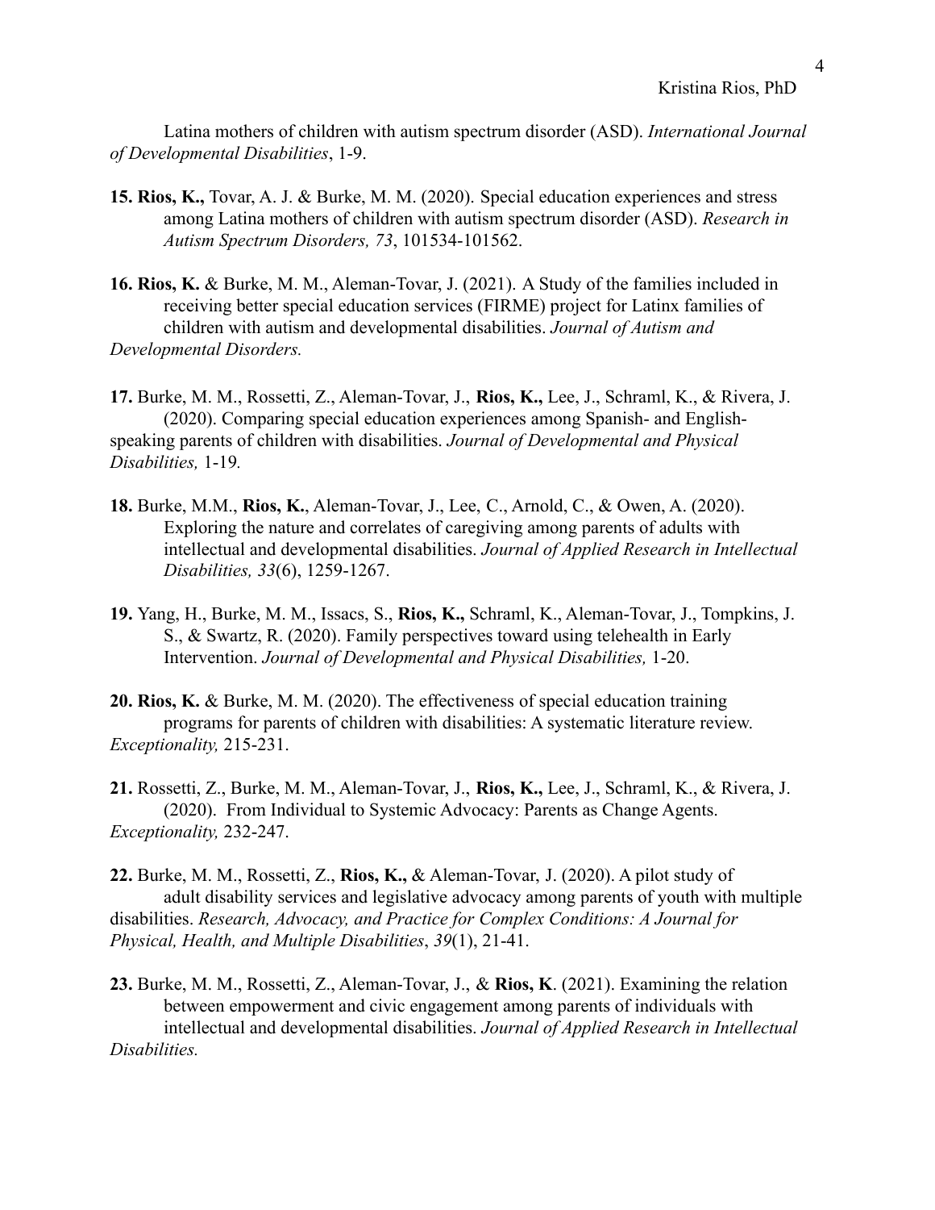Latina mothers of children with autism spectrum disorder (ASD). *International Journal of Developmental Disabilities*, 1-9.

**15. Rios, K.,** Tovar, A. J. & Burke, M. M. (2020). Special education experiences and stress among Latina mothers of children with autism spectrum disorder (ASD). *Research in Autism Spectrum Disorders, 73*, 101534-101562.

**16. Rios, K.** & Burke, M. M., Aleman-Tovar, J. (2021). A Study of the families included in receiving better special education services (FIRME) project for Latinx families of children with autism and developmental disabilities. *Journal of Autism and Developmental Disorders.*

**17.** Burke, M. M., Rossetti, Z., Aleman-Tovar, J., **Rios, K.,** Lee, J., Schraml, K., & Rivera, J. (2020). Comparing special education experiences among Spanish- and English-speaking parents of children with disabilities. *Journal of Developmental and Physical Disabilities,* 1-19*.*

**18.** Burke, M.M., **Rios, K.**, Aleman-Tovar, J., Lee, C., Arnold, C., & Owen, A. (2020). Exploring the nature and correlates of caregiving among parents of adults with intellectual and developmental disabilities. *Journal of Applied Research in Intellectual Disabilities, 33*(6), 1259-1267.

**19.** Yang, H., Burke, M. M., Issacs, S., **Rios, K.,** Schraml, K., Aleman-Tovar, J., Tompkins, J. S., & Swartz, R. (2020). Family perspectives toward using telehealth in Early Intervention. *Journal of Developmental and Physical Disabilities,* 1-20.

**20. Rios, K.** & Burke, M. M. (2020). The effectiveness of special education training programs for parents of children with disabilities: A systematic literature review. *Exceptionality,* 215-231.

**21.** Rossetti, Z., Burke, M. M., Aleman-Tovar, J., **Rios, K.,** Lee, J., Schraml, K., & Rivera, J. (2020). From Individual to Systemic Advocacy: Parents as Change Agents. *Exceptionality,* 232-247.

**22.** Burke, M. M., Rossetti, Z., **Rios, K.,** & Aleman-Tovar, J. (2020). A pilot study of adult disability services and legislative advocacy among parents of youth with multiple disabilities. *Research, Advocacy, and Practice for Complex Conditions: A Journal for Physical, Health, and Multiple Disabilities*, *39*(1), 21-41.

**23.** Burke, M. M., Rossetti, Z., Aleman-Tovar, J., & **Rios, K**. (2021). Examining the relation between empowerment and civic engagement among parents of individuals with intellectual and developmental disabilities. *Journal of Applied Research in Intellectual Disabilities.*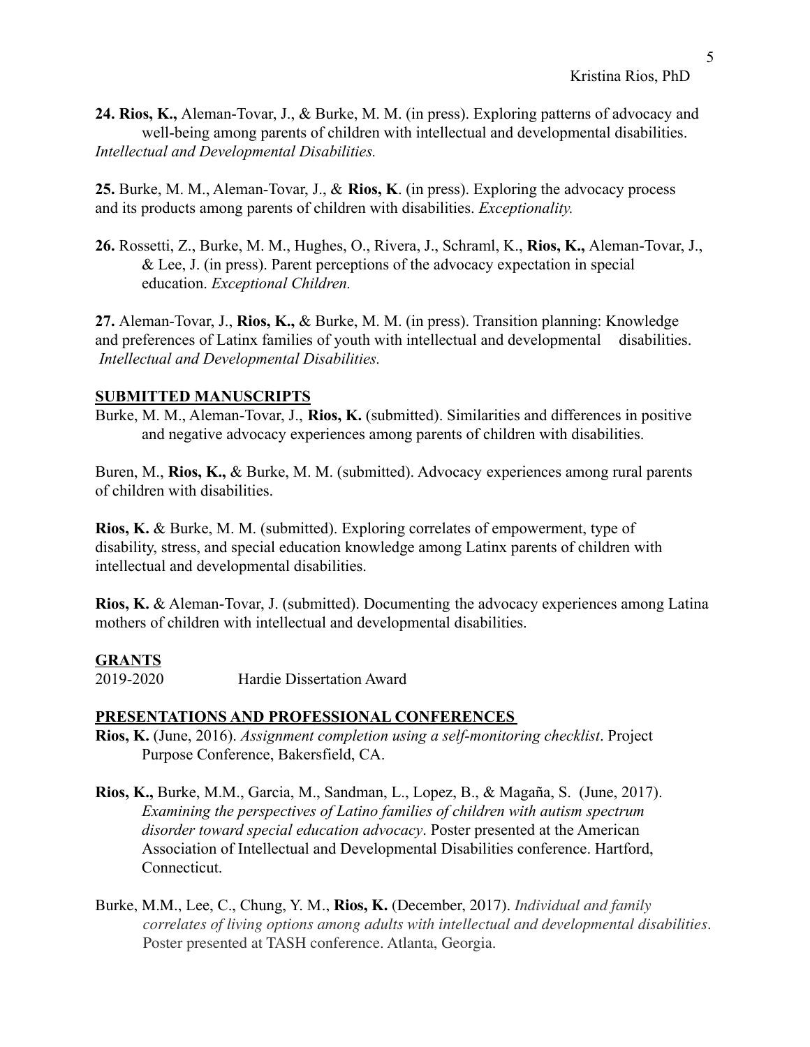**24. Rios, K.,** Aleman-Tovar, J., & Burke, M. M. (in press). Exploring patterns of advocacy and well-being among parents of children with intellectual and developmental disabilities. *Intellectual and Developmental Disabilities.*

**25.** Burke, M. M., Aleman-Tovar, J., & **Rios, K**. (in press). Exploring the advocacy process and its products among parents of children with disabilities. *Exceptionality.*

**26.** Rossetti, Z., Burke, M. M., Hughes, O., Rivera, J., Schraml, K., **Rios, K.,** Aleman-Tovar, J., & Lee, J. (in press). Parent perceptions of the advocacy expectation in special education. *Exceptional Children.*

**27.** Aleman-Tovar, J., **Rios, K.,** & Burke, M. M. (in press). Transition planning: Knowledge and preferences of Latinx families of youth with intellectual and developmental disabilities. *Intellectual and Developmental Disabilities.*

## SUBMITTED MANUSCRIPTS

Burke, M. M., Aleman-Tovar, J., **Rios, K.** (submitted). Similarities and differences in positive and negative advocacy experiences among parents of children with disabilities.

Buren, M., **Rios, K.,** & Burke, M. M. (submitted). Advocacy experiences among rural parents of children with disabilities.

**Rios, K.** & Burke, M. M. (submitted). Exploring correlates of empowerment, type of disability, stress, and special education knowledge among Latinx parents of children with intellectual and developmental disabilities.

**Rios, K.** & Aleman-Tovar, J. (submitted). Documenting the advocacy experiences among Latina mothers of children with intellectual and developmental disabilities.

## GRANTS

2019-2020 Hardie Dissertation Award

## PRESENTATIONS AND PROFESSIONAL CONFERENCES

**Rios, K.** (June, 2016). *Assignment completion using a self-monitoring checklist*. Project Purpose Conference, Bakersfield, CA.

**Rios, K.,** Burke, M.M., Garcia, M., Sandman, L., Lopez, B., & Magaña, S. (June, 2017). *Examining the perspectives of Latino families of children with autism spectrum disorder toward special education advocacy*. Poster presented at the American Association of Intellectual and Developmental Disabilities conference. Hartford, Connecticut.

Burke, M.M., Lee, C., Chung, Y. M., **Rios, K.** (December, 2017). *Individual and family correlates of living options among adults with intellectual and developmental disabilities*. Poster presented at TASH conference. Atlanta, Georgia.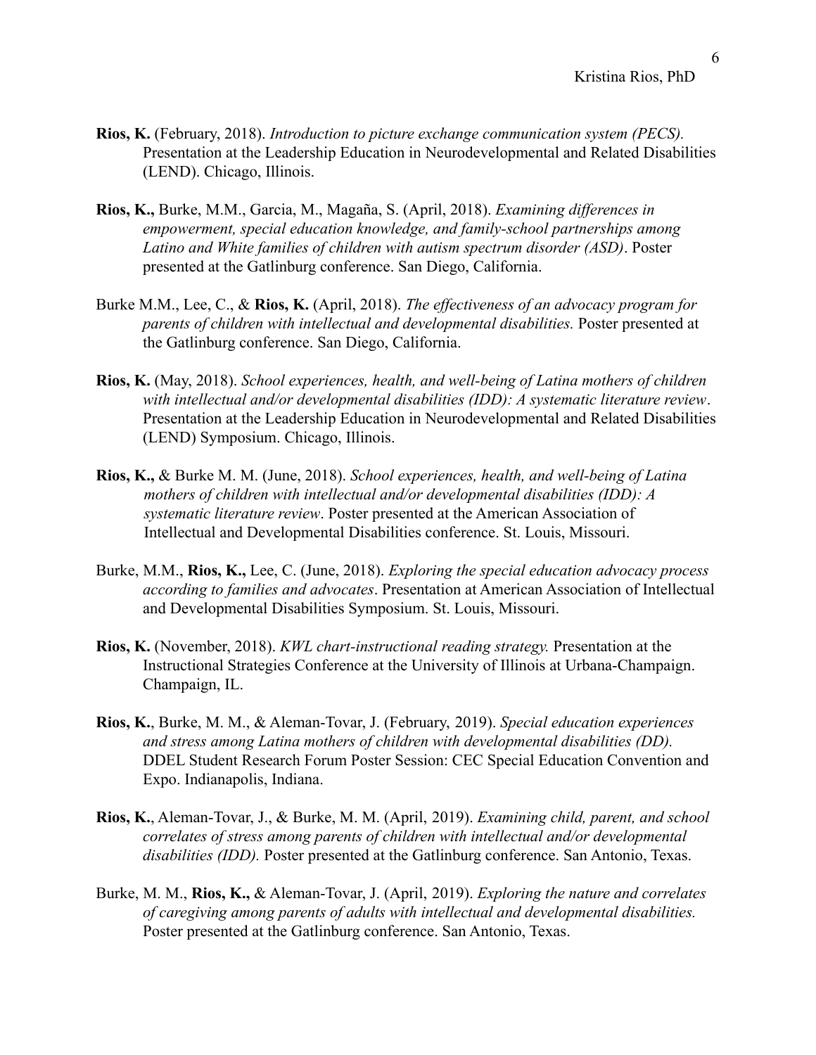**Rios, K.** (February, 2018). *Introduction to picture exchange communication system (PECS).* Presentation at the Leadership Education in Neurodevelopmental and Related Disabilities (LEND). Chicago, Illinois.

**Rios, K.,** Burke, M.M., Garcia, M., Magaña, S. (April, 2018). *Examining differences in empowerment, special education knowledge, and family-school partnerships among Latino and White families of children with autism spectrum disorder (ASD)*. Poster presented at the Gatlinburg conference. San Diego, California.

Burke M.M., Lee, C., & **Rios, K.** (April, 2018). *The effectiveness of an advocacy program for parents of children with intellectual and developmental disabilities.* Poster presented at the Gatlinburg conference. San Diego, California.

**Rios, K.** (May, 2018). *School experiences, health, and well-being of Latina mothers of children with intellectual and/or developmental disabilities (IDD): A systematic literature review*. Presentation at the Leadership Education in Neurodevelopmental and Related Disabilities (LEND) Symposium. Chicago, Illinois.

**Rios, K.,** & Burke M. M. (June, 2018). *School experiences, health, and well-being of Latina mothers of children with intellectual and/or developmental disabilities (IDD): A systematic literature review*. Poster presented at the American Association of Intellectual and Developmental Disabilities conference. St. Louis, Missouri.

Burke, M.M., **Rios, K.,** Lee, C. (June, 2018). *Exploring the special education advocacy process according to families and advocates*. Presentation at American Association of Intellectual and Developmental Disabilities Symposium. St. Louis, Missouri.

**Rios, K.** (November, 2018). *KWL chart-instructional reading strategy.* Presentation at the Instructional Strategies Conference at the University of Illinois at Urbana-Champaign. Champaign, IL.

**Rios, K.**, Burke, M. M., & Aleman-Tovar, J. (February, 2019). *Special education experiences and stress among Latina mothers of children with developmental disabilities (DD).* DDEL Student Research Forum Poster Session: CEC Special Education Convention and Expo. Indianapolis, Indiana.

**Rios, K.**, Aleman-Tovar, J., & Burke, M. M. (April, 2019). *Examining child, parent, and school correlates of stress among parents of children with intellectual and/or developmental disabilities (IDD).* Poster presented at the Gatlinburg conference. San Antonio, Texas.

Burke, M. M., **Rios, K.,** & Aleman-Tovar, J. (April, 2019). *Exploring the nature and correlates of caregiving among parents of adults with intellectual and developmental disabilities.* Poster presented at the Gatlinburg conference. San Antonio, Texas.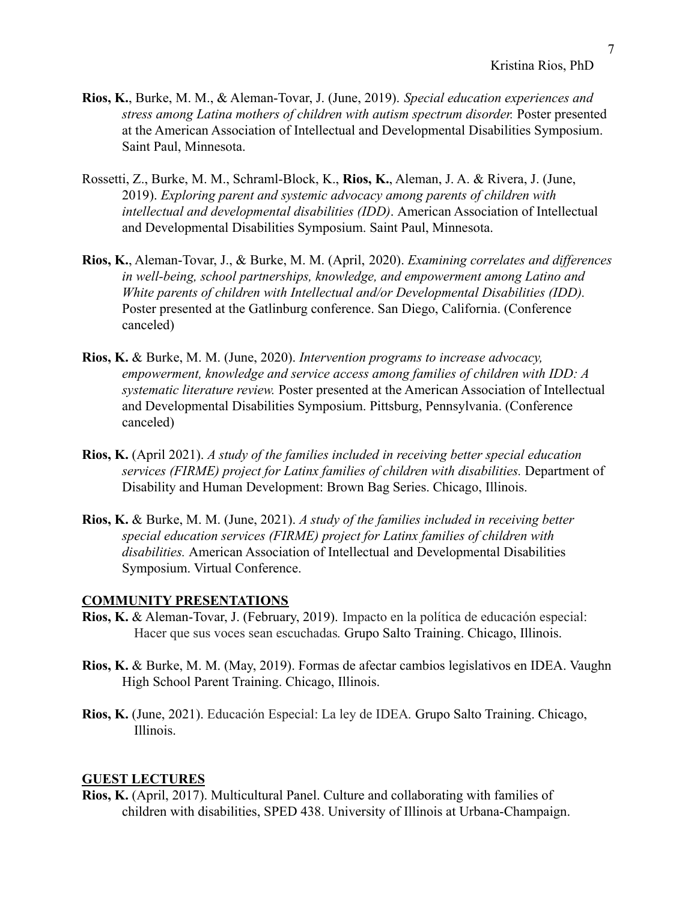**Rios, K.**, Burke, M. M., & Aleman-Tovar, J. (June, 2019). *Special education experiences and stress among Latina mothers of children with autism spectrum disorder.* Poster presented at the American Association of Intellectual and Developmental Disabilities Symposium. Saint Paul, Minnesota.

Rossetti, Z., Burke, M. M., Schraml-Block, K., **Rios, K.**, Aleman, J. A. & Rivera, J. (June, 2019). *Exploring parent and systemic advocacy among parents of children with intellectual and developmental disabilities (IDD)*. American Association of Intellectual and Developmental Disabilities Symposium. Saint Paul, Minnesota.

**Rios, K.**, Aleman-Tovar, J., & Burke, M. M. (April, 2020). *Examining correlates and differences in well-being, school partnerships, knowledge, and empowerment among Latino and White parents of children with Intellectual and/or Developmental Disabilities (IDD).* Poster presented at the Gatlinburg conference. San Diego, California. (Conference canceled)

**Rios, K.** & Burke, M. M. (June, 2020). *Intervention programs to increase advocacy, empowerment, knowledge and service access among families of children with IDD: A systematic literature review.* Poster presented at the American Association of Intellectual and Developmental Disabilities Symposium. Pittsburg, Pennsylvania. (Conference canceled)

**Rios, K.** (April 2021). *A study of the families included in receiving better special education services (FIRME) project for Latinx families of children with disabilities.* Department of Disability and Human Development: Brown Bag Series. Chicago, Illinois.

**Rios, K.** & Burke, M. M. (June, 2021). *A study of the families included in receiving better special education services (FIRME) project for Latinx families of children with disabilities.* American Association of Intellectual and Developmental Disabilities Symposium. Virtual Conference.

## COMMUNITY PRESENTATIONS

**Rios, K.** & Aleman-Tovar, J. (February, 2019). Impacto en la política de educación especial: Hacer que sus voces sean escuchadas*.* Grupo Salto Training. Chicago, Illinois.

**Rios, K.** & Burke, M. M. (May, 2019). Formas de afectar cambios legislativos en IDEA. Vaughn High School Parent Training. Chicago, Illinois.

**Rios, K.** (June, 2021). Educación Especial: La ley de IDEA. Grupo Salto Training. Chicago, Illinois.

## GUEST LECTURES

**Rios, K.** (April, 2017). Multicultural Panel. Culture and collaborating with families of children with disabilities, SPED 438. University of Illinois at Urbana-Champaign.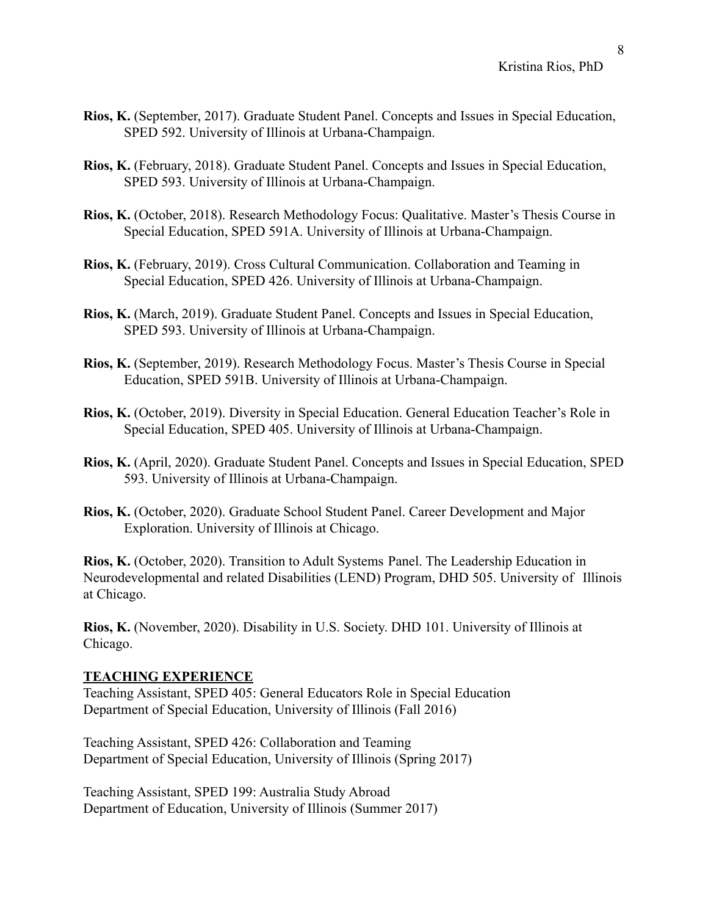**Rios, K.** (September, 2017). Graduate Student Panel. Concepts and Issues in Special Education, SPED 592. University of Illinois at Urbana-Champaign.

**Rios, K.** (February, 2018). Graduate Student Panel. Concepts and Issues in Special Education, SPED 593. University of Illinois at Urbana-Champaign.

**Rios, K.** (October, 2018). Research Methodology Focus: Qualitative. Master's Thesis Course in Special Education, SPED 591A. University of Illinois at Urbana-Champaign.

**Rios, K.** (February, 2019). Cross Cultural Communication. Collaboration and Teaming in Special Education, SPED 426. University of Illinois at Urbana-Champaign.

**Rios, K.** (March, 2019). Graduate Student Panel. Concepts and Issues in Special Education, SPED 593. University of Illinois at Urbana-Champaign.

**Rios, K.** (September, 2019). Research Methodology Focus. Master's Thesis Course in Special Education, SPED 591B. University of Illinois at Urbana-Champaign.

**Rios, K.** (October, 2019). Diversity in Special Education. General Education Teacher's Role in Special Education, SPED 405. University of Illinois at Urbana-Champaign.

**Rios, K.** (April, 2020). Graduate Student Panel. Concepts and Issues in Special Education, SPED 593. University of Illinois at Urbana-Champaign.

**Rios, K.** (October, 2020). Graduate School Student Panel. Career Development and Major Exploration. University of Illinois at Chicago.

**Rios, K.** (October, 2020). Transition to Adult Systems Panel. The Leadership Education in Neurodevelopmental and related Disabilities (LEND) Program, DHD 505. University of Illinois at Chicago.

**Rios, K.** (November, 2020). Disability in U.S. Society. DHD 101. University of Illinois at Chicago.

## TEACHING EXPERIENCE

Teaching Assistant, SPED 405: General Educators Role in Special Education
Department of Special Education, University of Illinois (Fall 2016)

Teaching Assistant, SPED 426: Collaboration and Teaming
Department of Special Education, University of Illinois (Spring 2017)

Teaching Assistant, SPED 199: Australia Study Abroad
Department of Education, University of Illinois (Summer 2017)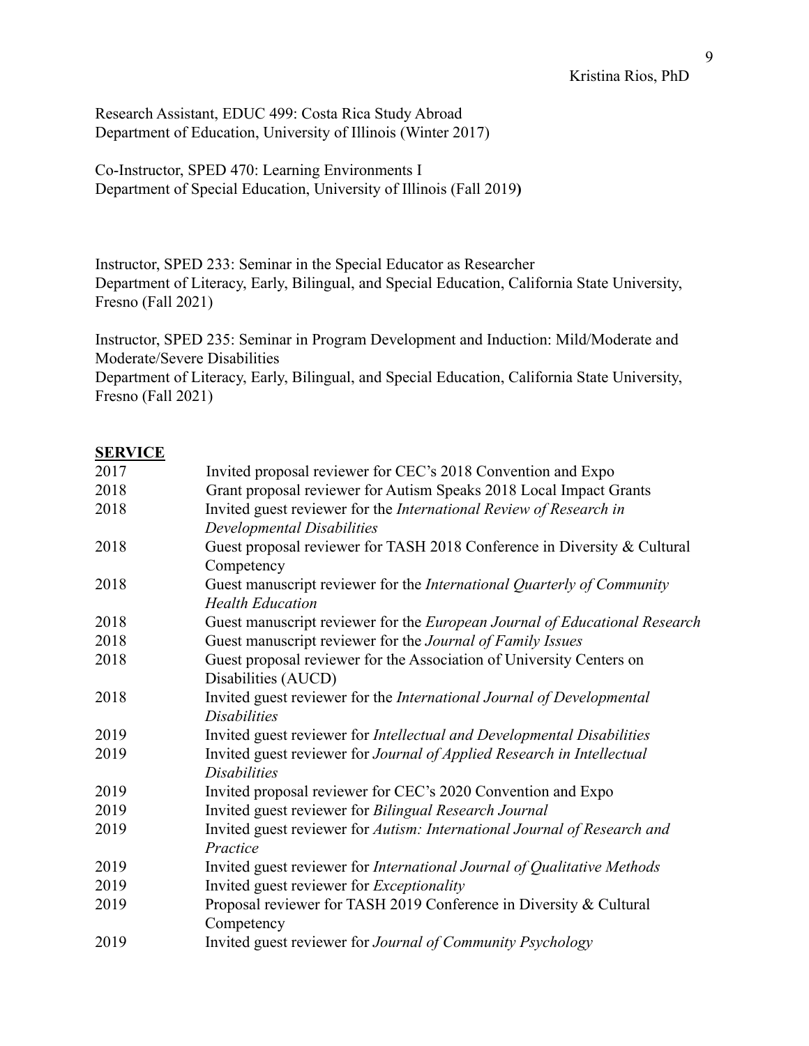Research Assistant, EDUC 499: Costa Rica Study Abroad
Department of Education, University of Illinois (Winter 2017)

Co-Instructor, SPED 470: Learning Environments I
Department of Special Education, University of Illinois (Fall 2019**)**

Instructor, SPED 233: Seminar in the Special Educator as Researcher
Department of Literacy, Early, Bilingual, and Special Education, California State University, Fresno (Fall 2021)

Instructor, SPED 235: Seminar in Program Development and Induction: Mild/Moderate and Moderate/Severe Disabilities
Department of Literacy, Early, Bilingual, and Special Education, California State University, Fresno (Fall 2021)

## **SERVICE**

| | |
|---|---|
| 2017 | Invited proposal reviewer for CEC's 2018 Convention and Expo |
| 2018 | Grant proposal reviewer for Autism Speaks 2018 Local Impact Grants |
| 2018 | Invited guest reviewer for the *International Review of Research in Developmental Disabilities* |
| 2018 | Guest proposal reviewer for TASH 2018 Conference in Diversity & Cultural Competency |
| 2018 | Guest manuscript reviewer for the *International Quarterly of Community Health Education* |
| 2018 | Guest manuscript reviewer for the *European Journal of Educational Research* |
| 2018 | Guest manuscript reviewer for the *Journal of Family Issues* |
| 2018 | Guest proposal reviewer for the Association of University Centers on Disabilities (AUCD) |
| 2018 | Invited guest reviewer for the *International Journal of Developmental Disabilities* |
| 2019 | Invited guest reviewer for *Intellectual and Developmental Disabilities* |
| 2019 | Invited guest reviewer for *Journal of Applied Research in Intellectual Disabilities* |
| 2019 | Invited proposal reviewer for CEC's 2020 Convention and Expo |
| 2019 | Invited guest reviewer for *Bilingual Research Journal* |
| 2019 | Invited guest reviewer for *Autism: International Journal of Research and Practice* |
| 2019 | Invited guest reviewer for *International Journal of Qualitative Methods* |
| 2019 | Invited guest reviewer for *Exceptionality* |
| 2019 | Proposal reviewer for TASH 2019 Conference in Diversity & Cultural Competency |
| 2019 | Invited guest reviewer for *Journal of Community Psychology* |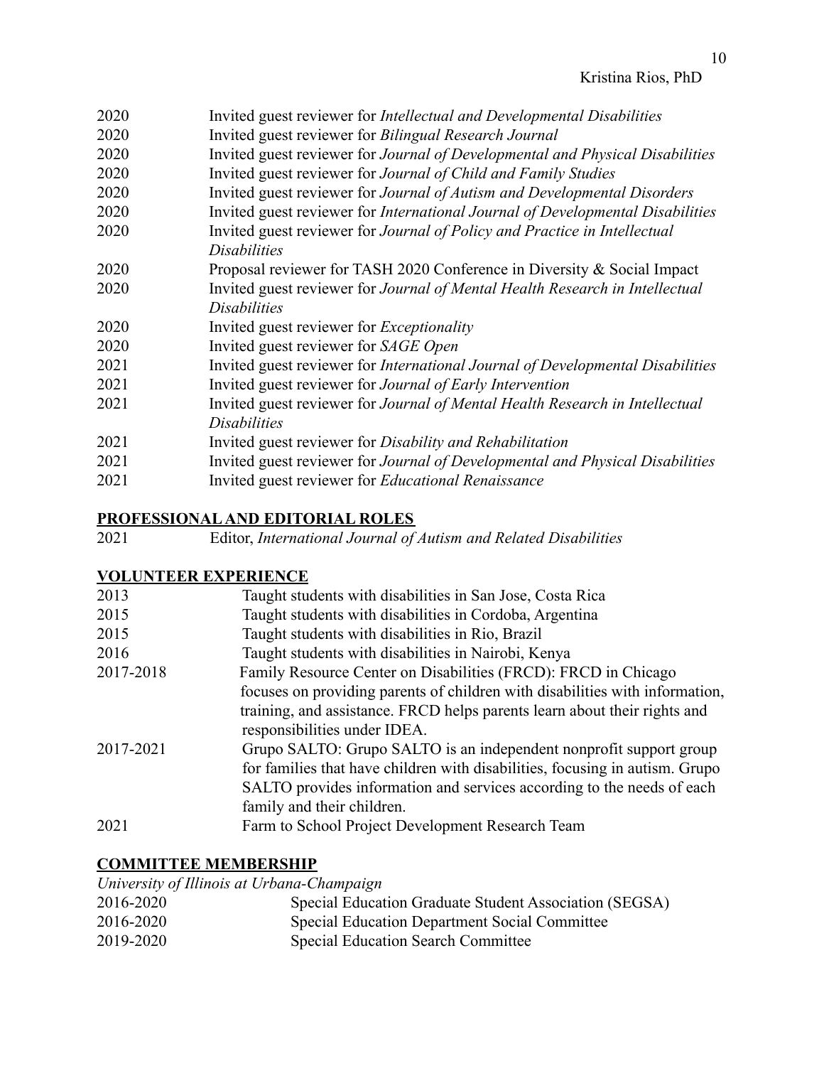2020 Invited guest reviewer for *Intellectual and Developmental Disabilities*
2020 Invited guest reviewer for *Bilingual Research Journal*
2020 Invited guest reviewer for *Journal of Developmental and Physical Disabilities*
2020 Invited guest reviewer for *Journal of Child and Family Studies*
2020 Invited guest reviewer for *Journal of Autism and Developmental Disorders*
2020 Invited guest reviewer for *International Journal of Developmental Disabilities*
2020 Invited guest reviewer for *Journal of Policy and Practice in Intellectual Disabilities*
2020 Proposal reviewer for TASH 2020 Conference in Diversity & Social Impact
2020 Invited guest reviewer for *Journal of Mental Health Research in Intellectual Disabilities*
2020 Invited guest reviewer for *Exceptionality*
2020 Invited guest reviewer for *SAGE Open*
2021 Invited guest reviewer for *International Journal of Developmental Disabilities*
2021 Invited guest reviewer for *Journal of Early Intervention*
2021 Invited guest reviewer for *Journal of Mental Health Research in Intellectual Disabilities*
2021 Invited guest reviewer for *Disability and Rehabilitation*
2021 Invited guest reviewer for *Journal of Developmental and Physical Disabilities*
2021 Invited guest reviewer for *Educational Renaissance*

## PROFESSIONAL AND EDITORIAL ROLES

2021 Editor, *International Journal of Autism and Related Disabilities*

## VOLUNTEER EXPERIENCE

2013 Taught students with disabilities in San Jose, Costa Rica
2015 Taught students with disabilities in Cordoba, Argentina
2015 Taught students with disabilities in Rio, Brazil
2016 Taught students with disabilities in Nairobi, Kenya
2017-2018 Family Resource Center on Disabilities (FRCD): FRCD in Chicago focuses on providing parents of children with disabilities with information, training, and assistance. FRCD helps parents learn about their rights and responsibilities under IDEA.
2017-2021 Grupo SALTO: Grupo SALTO is an independent nonprofit support group for families that have children with disabilities, focusing in autism. Grupo SALTO provides information and services according to the needs of each family and their children.
2021 Farm to School Project Development Research Team

## COMMITTEE MEMBERSHIP

*University of Illinois at Urbana-Champaign*

2016-2020 Special Education Graduate Student Association (SEGSA)
2016-2020 Special Education Department Social Committee
2019-2020 Special Education Search Committee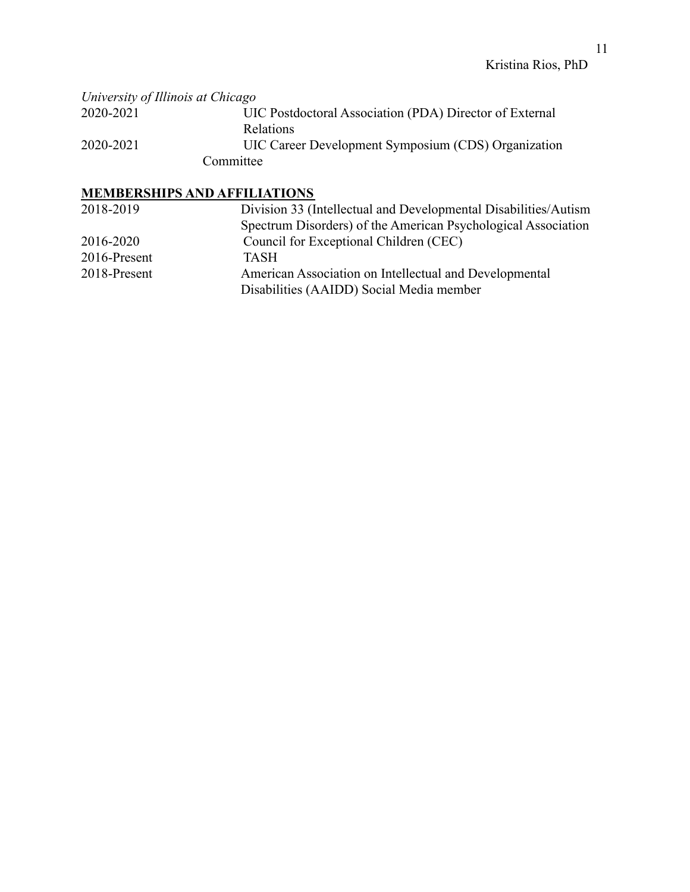*University of Illinois at Chicago*

| | |
|---|---|
| 2020-2021 | UIC Postdoctoral Association (PDA) Director of External Relations |
| 2020-2021 | UIC Career Development Symposium (CDS) Organization Committee |

## MEMBERSHIPS AND AFFILIATIONS

| | |
|---|---|
| 2018-2019 | Division 33 (Intellectual and Developmental Disabilities/Autism Spectrum Disorders) of the American Psychological Association |
| 2016-2020 | Council for Exceptional Children (CEC) |
| 2016-Present | TASH |
| 2018-Present | American Association on Intellectual and Developmental Disabilities (AAIDD) Social Media member |